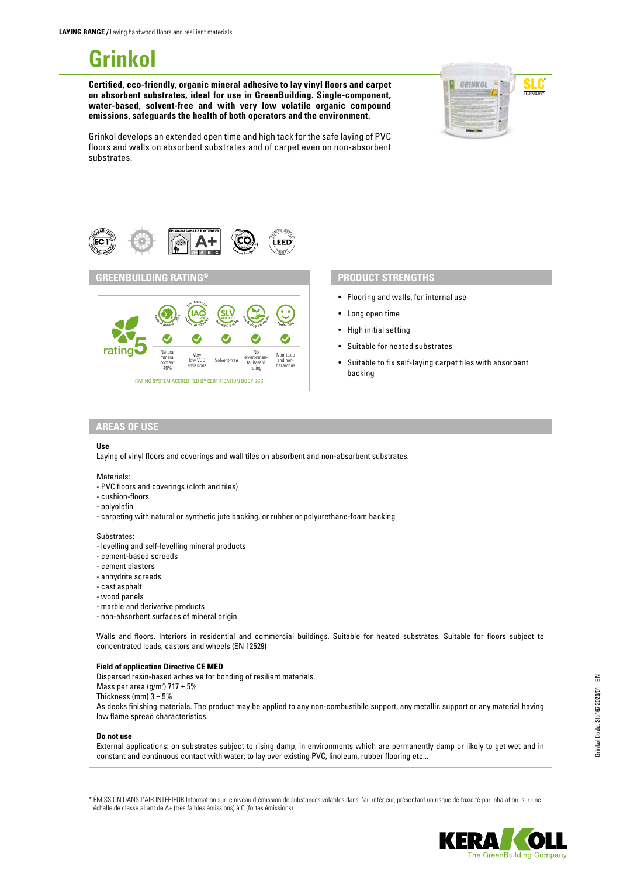**LAYING RANGE /** Laying hardwood floors and resilient materials

# Grinkol

**Certified, eco-friendly, organic mineral adhesive to lay vinyl floors and carpet on absorbent substrates, ideal for use in GreenBuilding. Single-component, water-based, solvent-free and with very low volatile organic compound emissions, safeguards the health of both operators and the environment.**

Grinkol develops an extended open time and high tack for the safe laying of PVC floors and walls on absorbent substrates and of carpet even on non-absorbent substrates.

## GREENBUILDING RATING®

rating 5

| Natural mineral content 46% | Very low VOC emissions | Solvent-free | No environmental hazard rating | Non-toxic and non-hazardous |
|---|---|---|---|---|
| ✔ | ✔ | ✔ | ✔ | ✔ |

RATING SYSTEM ACCREDITED BY CERTIFICATION BODY SGS

## PRODUCT STRENGTHS

- Flooring and walls, for internal use
- Long open time
- High initial setting
- Suitable for heated substrates
- Suitable to fix self-laying carpet tiles with absorbent backing

## AREAS OF USE

**Use**

Laying of vinyl floors and coverings and wall tiles on absorbent and non-absorbent substrates.

Materials:
- PVC floors and coverings (cloth and tiles)
- cushion-floors
- polyolefin
- carpeting with natural or synthetic jute backing, or rubber or polyurethane-foam backing

Substrates:
- levelling and self-levelling mineral products
- cement-based screeds
- cement plasters
- anhydrite screeds
- cast asphalt
- wood panels
- marble and derivative products
- non-absorbent surfaces of mineral origin

Walls and floors. Interiors in residential and commercial buildings. Suitable for heated substrates. Suitable for floors subject to concentrated loads, castors and wheels (EN 12529)

**Field of application Directive CE MED**

Dispersed resin-based adhesive for bonding of resilient materials.
Mass per area (g/m²) 717 ± 5%
Thickness (mm) 3 ± 5%
As decks finishing materials. The product may be applied to any non-combustibile support, any metallic support or any material having low flame spread characteristics.

**Do not use**

External applications: on substrates subject to rising damp; in environments which are permanently damp or likely to get wet and in constant and continuous contact with water; to lay over existing PVC, linoleum, rubber flooring etc...

* ÉMISSION DANS L'AIR INTÉRIEUR Information sur le niveau d'émission de substances volatiles dans l'air intérieur, présentant un risque de toxicité par inhalation, sur une échelle de classe allant de A+ (très faibles émissions) à C (fortes émissions).

Grinkol Code: Slc167 2020/01 - EN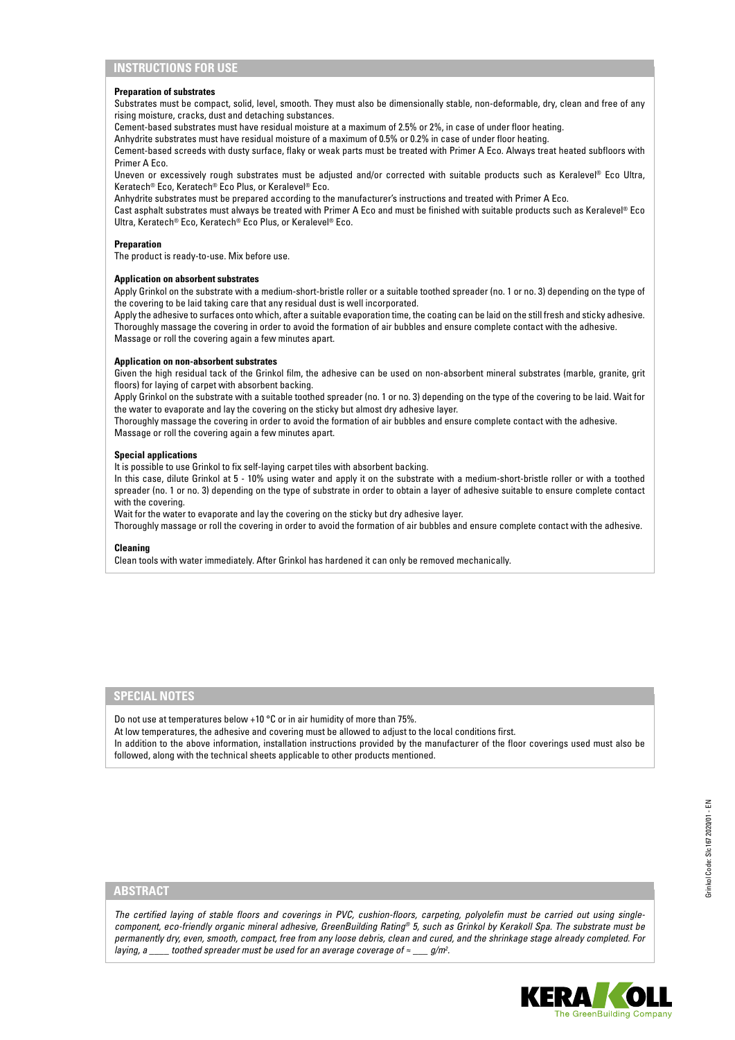## INSTRUCTIONS FOR USE

**Preparation of substrates**

Substrates must be compact, solid, level, smooth. They must also be dimensionally stable, non-deformable, dry, clean and free of any rising moisture, cracks, dust and detaching substances.

Cement-based substrates must have residual moisture at a maximum of 2.5% or 2%, in case of under floor heating.

Anhydrite substrates must have residual moisture of a maximum of 0.5% or 0.2% in case of under floor heating.

Cement-based screeds with dusty surface, flaky or weak parts must be treated with Primer A Eco. Always treat heated subfloors with Primer A Eco.

Uneven or excessively rough substrates must be adjusted and/or corrected with suitable products such as Keralevel® Eco Ultra, Keratech® Eco, Keratech® Eco Plus, or Keralevel® Eco.

Anhydrite substrates must be prepared according to the manufacturer's instructions and treated with Primer A Eco.

Cast asphalt substrates must always be treated with Primer A Eco and must be finished with suitable products such as Keralevel® Eco Ultra, Keratech® Eco, Keratech® Eco Plus, or Keralevel® Eco.

**Preparation**

The product is ready-to-use. Mix before use.

**Application on absorbent substrates**

Apply Grinkol on the substrate with a medium-short-bristle roller or a suitable toothed spreader (no. 1 or no. 3) depending on the type of the covering to be laid taking care that any residual dust is well incorporated.

Apply the adhesive to surfaces onto which, after a suitable evaporation time, the coating can be laid on the still fresh and sticky adhesive.

Thoroughly massage the covering in order to avoid the formation of air bubbles and ensure complete contact with the adhesive.

Massage or roll the covering again a few minutes apart.

**Application on non-absorbent substrates**

Given the high residual tack of the Grinkol film, the adhesive can be used on non-absorbent mineral substrates (marble, granite, grit floors) for laying of carpet with absorbent backing.

Apply Grinkol on the substrate with a suitable toothed spreader (no. 1 or no. 3) depending on the type of the covering to be laid. Wait for the water to evaporate and lay the covering on the sticky but almost dry adhesive layer.

Thoroughly massage the covering in order to avoid the formation of air bubbles and ensure complete contact with the adhesive.

Massage or roll the covering again a few minutes apart.

**Special applications**

It is possible to use Grinkol to fix self-laying carpet tiles with absorbent backing.

In this case, dilute Grinkol at 5 - 10% using water and apply it on the substrate with a medium-short-bristle roller or with a toothed spreader (no. 1 or no. 3) depending on the type of substrate in order to obtain a layer of adhesive suitable to ensure complete contact with the covering.

Wait for the water to evaporate and lay the covering on the sticky but dry adhesive layer.

Thoroughly massage or roll the covering in order to avoid the formation of air bubbles and ensure complete contact with the adhesive.

**Cleaning**

Clean tools with water immediately. After Grinkol has hardened it can only be removed mechanically.

## SPECIAL NOTES

Do not use at temperatures below +10 °C or in air humidity of more than 75%.

At low temperatures, the adhesive and covering must be allowed to adjust to the local conditions first.

In addition to the above information, installation instructions provided by the manufacturer of the floor coverings used must also be followed, along with the technical sheets applicable to other products mentioned.

## ABSTRACT

*The certified laying of stable floors and coverings in PVC, cushion-floors, carpeting, polyolefin must be carried out using single-component, eco-friendly organic mineral adhesive, GreenBuilding Rating® 5, such as Grinkol by Kerakoll Spa. The substrate must be permanently dry, even, smooth, compact, free from any loose debris, clean and cured, and the shrinkage stage already completed. For laying, a \_\_\_\_ toothed spreader must be used for an average coverage of ≈ \_\_\_ g/m².*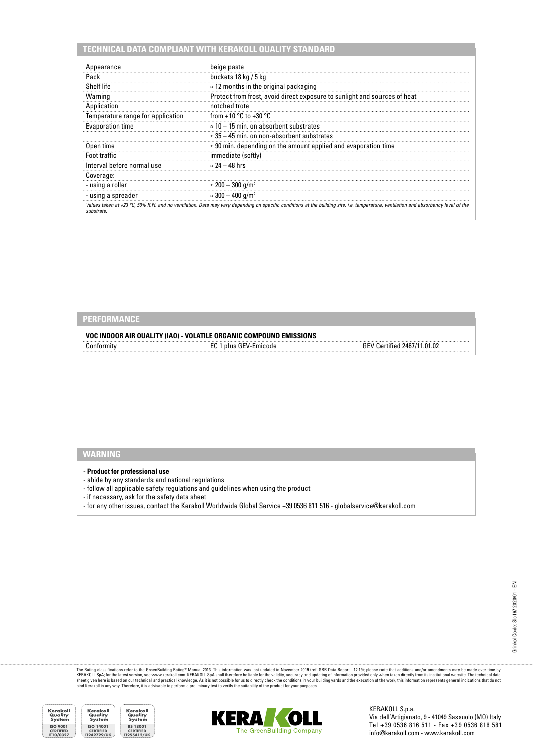## TECHNICAL DATA COMPLIANT WITH KERAKOLL QUALITY STANDARD

| | |
|---|---|
| Appearance | beige paste |
| Pack | buckets 18 kg / 5 kg |
| Shelf life | ≈ 12 months in the original packaging |
| Warning | Protect from frost, avoid direct exposure to sunlight and sources of heat |
| Application | notched trote |
| Temperature range for application | from +10 °C to +30 °C |
| Evaporation time | ≈ 10 – 15 min. on absorbent substrates |
| | ≈ 35 – 45 min. on non-absorbent substrates |
| Open time | ≈ 90 min. depending on the amount applied and evaporation time |
| Foot traffic | immediate (softly) |
| Interval before normal use | ≈ 24 – 48 hrs |
| Coverage: | |
| - using a roller | ≈ 200 – 300 g/m² |
| - using a spreader | ≈ 300 – 400 g/m² |

*Values taken at +23 °C, 50% R.H. and no ventilation. Data may vary depending on specific conditions at the building site, i.e. temperature, ventilation and absorbency level of the substrate.*

## PERFORMANCE

**VOC INDOOR AIR QUALITY (IAQ) - VOLATILE ORGANIC COMPOUND EMISSIONS**

| | | |
|---|---|---|
| Conformity | EC 1 plus GEV-Emicode | GEV Certified 2467/11.01.02 |

## WARNING

- **Product for professional use**
- abide by any standards and national regulations
- follow all applicable safety regulations and guidelines when using the product
- if necessary, ask for the safety data sheet
- for any other issues, contact the Kerakoll Worldwide Global Service +39 0536 811 516 - globalservice@kerakoll.com

Grinkol Code: Slc167 2020/01 - EN

The Rating classifications refer to the GreenBuilding Rating® Manual 2013. This information was last updated in November 2019 (ref. GBR Data Report - 12.19); please note that additions and/or amendments may be made over time by KERAKOLL SpA; for the latest version, see www.kerakoll.com. KERAKOLL SpA shall therefore be liable for the validity, accuracy and updating of information provided only when taken directly from its institutional website. The technical data sheet given here is based on our technical and practical knowledge. As it is not possible for us to directly check the conditions in your building yards and the execution of the work, this information represents general indications that do not bind Kerakoll in any way. Therefore, it is advisable to perform a preliminary test to verify the suitability of the product for your purposes.

Kerakoll Quality System ISO 9001 CERTIFIED IT10/0327 — Kerakoll Quality System ISO 14001 CERTIFIED IT242729/UK — Kerakoll Quality System BS 18001 CERTIFIED IT255412/UK

KERAKOLL The GreenBuilding Company

KERAKOLL S.p.a.
Via dell'Artigianato, 9 - 41049 Sassuolo (MO) Italy
Tel +39 0536 816 511 - Fax +39 0536 816 581
info@kerakoll.com - www.kerakoll.com